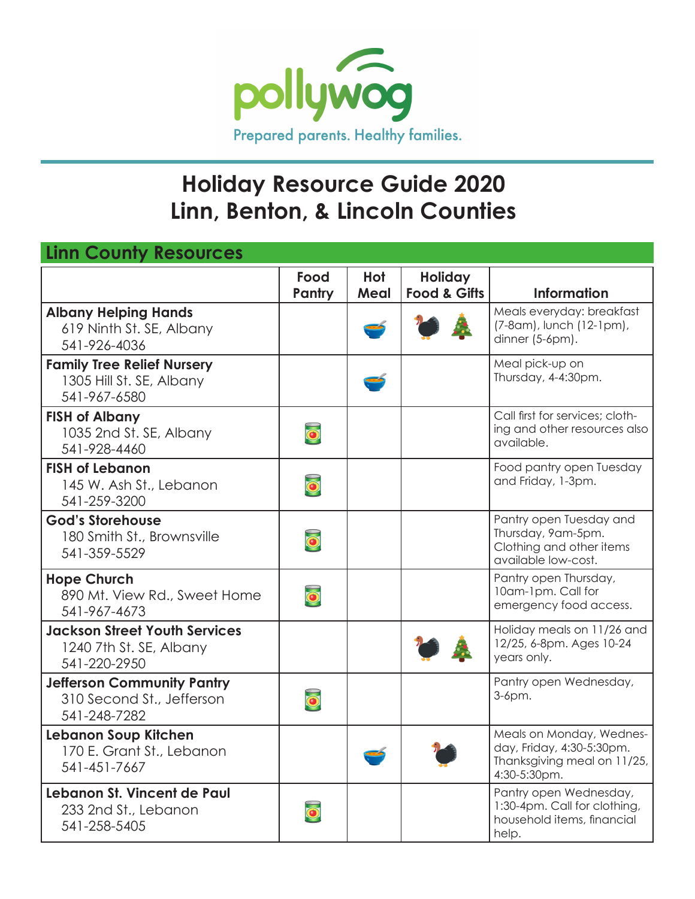pollywog

Prepared parents. Healthy families.

# Holiday Resource Guide 2020
# Linn, Benton, & Lincoln Counties

## Linn County Resources

| | Food Pantry | Hot Meal | Holiday Food & Gifts | Information |
|---|---|---|---|---|
| **Albany Helping Hands**<br>619 Ninth St. SE, Albany<br>541-926-4036 | | 🍲 | 🦃 🎄 | Meals everyday: breakfast (7-8am), lunch (12-1pm), dinner (5-6pm). |
| **Family Tree Relief Nursery**<br>1305 Hill St. SE, Albany<br>541-967-6580 | | 🍲 | | Meal pick-up on Thursday, 4-4:30pm. |
| **FISH of Albany**<br>1035 2nd St. SE, Albany<br>541-928-4460 | 🥫 | | | Call first for services; clothing and other resources also available. |
| **FISH of Lebanon**<br>145 W. Ash St., Lebanon<br>541-259-3200 | 🥫 | | | Food pantry open Tuesday and Friday, 1-3pm. |
| **God's Storehouse**<br>180 Smith St., Brownsville<br>541-359-5529 | 🥫 | | | Pantry open Tuesday and Thursday, 9am-5pm. Clothing and other items available low-cost. |
| **Hope Church**<br>890 Mt. View Rd., Sweet Home<br>541-967-4673 | 🥫 | | | Pantry open Thursday, 10am-1pm. Call for emergency food access. |
| **Jackson Street Youth Services**<br>1240 7th St. SE, Albany<br>541-220-2950 | | | 🦃 🎄 | Holiday meals on 11/26 and 12/25, 6-8pm. Ages 10-24 years only. |
| **Jefferson Community Pantry**<br>310 Second St., Jefferson<br>541-248-7282 | 🥫 | | | Pantry open Wednesday, 3-6pm. |
| **Lebanon Soup Kitchen**<br>170 E. Grant St., Lebanon<br>541-451-7667 | | 🍲 | 🦃 | Meals on Monday, Wednesday, Friday, 4:30-5:30pm. Thanksgiving meal on 11/25, 4:30-5:30pm. |
| **Lebanon St. Vincent de Paul**<br>233 2nd St., Lebanon<br>541-258-5405 | 🥫 | | | Pantry open Wednesday, 1:30-4pm. Call for clothing, household items, financial help. |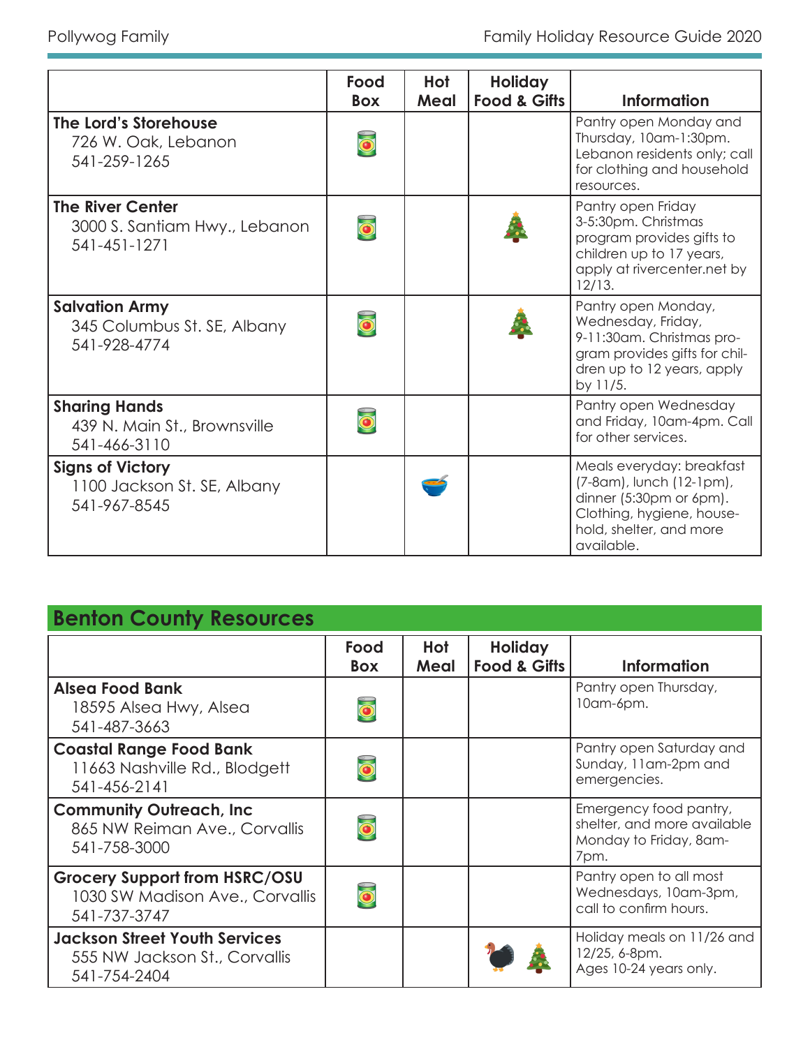| | Food Box | Hot Meal | Holiday Food & Gifts | Information |
|---|---|---|---|---|
| **The Lord's Storehouse**<br>726 W. Oak, Lebanon<br>541-259-1265 | 🥫 | | | Pantry open Monday and Thursday, 10am-1:30pm. Lebanon residents only; call for clothing and household resources. |
| **The River Center**<br>3000 S. Santiam Hwy., Lebanon<br>541-451-1271 | 🥫 | | 🎄 | Pantry open Friday 3-5:30pm. Christmas program provides gifts to children up to 17 years, apply at rivercenter.net by 12/13. |
| **Salvation Army**<br>345 Columbus St. SE, Albany<br>541-928-4774 | 🥫 | | 🎄 | Pantry open Monday, Wednesday, Friday, 9-11:30am. Christmas program provides gifts for children up to 12 years, apply by 11/5. |
| **Sharing Hands**<br>439 N. Main St., Brownsville<br>541-466-3110 | 🥫 | | | Pantry open Wednesday and Friday, 10am-4pm. Call for other services. |
| **Signs of Victory**<br>1100 Jackson St. SE, Albany<br>541-967-8545 | | 🥣 | | Meals everyday: breakfast (7-8am), lunch (12-1pm), dinner (5:30pm or 6pm). Clothing, hygiene, household, shelter, and more available. |

## Benton County Resources

| | Food Box | Hot Meal | Holiday Food & Gifts | Information |
|---|---|---|---|---|
| **Alsea Food Bank**<br>18595 Alsea Hwy, Alsea<br>541-487-3663 | 🥫 | | | Pantry open Thursday, 10am-6pm. |
| **Coastal Range Food Bank**<br>11663 Nashville Rd., Blodgett<br>541-456-2141 | 🥫 | | | Pantry open Saturday and Sunday, 11am-2pm and emergencies. |
| **Community Outreach, Inc**<br>865 NW Reiman Ave., Corvallis<br>541-758-3000 | 🥫 | | | Emergency food pantry, shelter, and more available Monday to Friday, 8am-7pm. |
| **Grocery Support from HSRC/OSU**<br>1030 SW Madison Ave., Corvallis<br>541-737-3747 | 🥫 | | | Pantry open to all most Wednesdays, 10am-3pm, call to confirm hours. |
| **Jackson Street Youth Services**<br>555 NW Jackson St., Corvallis<br>541-754-2404 | | | 🦃 🎄 | Holiday meals on 11/26 and 12/25, 6-8pm. Ages 10-24 years only. |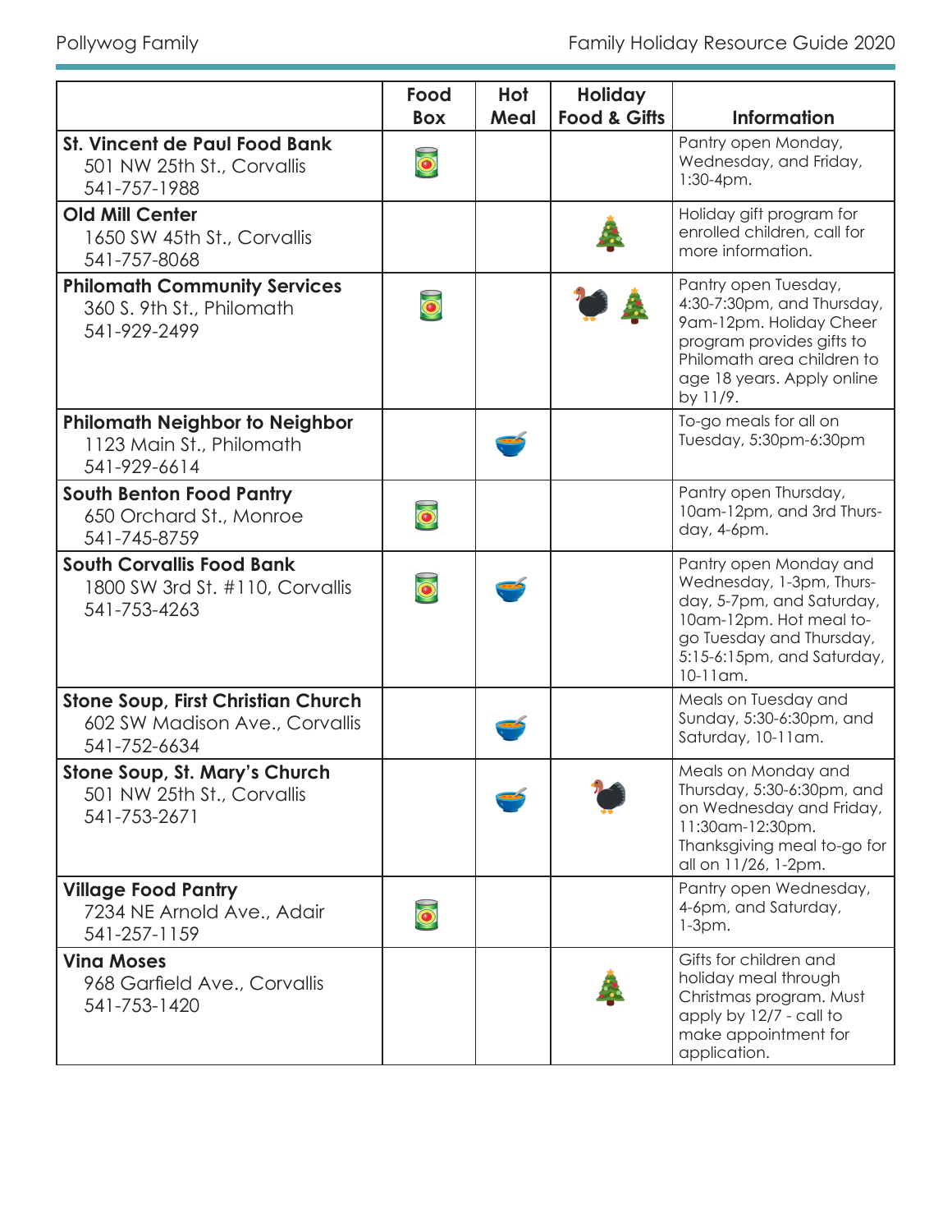| | Food Box | Hot Meal | Holiday Food & Gifts | Information |
|---|---|---|---|---|
| **St. Vincent de Paul Food Bank**<br>501 NW 25th St., Corvallis<br>541-757-1988 | 🥫 | | | Pantry open Monday, Wednesday, and Friday, 1:30-4pm. |
| **Old Mill Center**<br>1650 SW 45th St., Corvallis<br>541-757-8068 | | | 🎄 | Holiday gift program for enrolled children, call for more information. |
| **Philomath Community Services**<br>360 S. 9th St., Philomath<br>541-929-2499 | 🥫 | | 🦃 🎄 | Pantry open Tuesday, 4:30-7:30pm, and Thursday, 9am-12pm. Holiday Cheer program provides gifts to Philomath area children to age 18 years. Apply online by 11/9. |
| **Philomath Neighbor to Neighbor**<br>1123 Main St., Philomath<br>541-929-6614 | | 🍲 | | To-go meals for all on Tuesday, 5:30pm-6:30pm |
| **South Benton Food Pantry**<br>650 Orchard St., Monroe<br>541-745-8759 | 🥫 | | | Pantry open Thursday, 10am-12pm, and 3rd Thursday, 4-6pm. |
| **South Corvallis Food Bank**<br>1800 SW 3rd St. #110, Corvallis<br>541-753-4263 | 🥫 | 🍲 | | Pantry open Monday and Wednesday, 1-3pm, Thursday, 5-7pm, and Saturday, 10am-12pm. Hot meal to-go Tuesday and Thursday, 5:15-6:15pm, and Saturday, 10-11am. |
| **Stone Soup, First Christian Church**<br>602 SW Madison Ave., Corvallis<br>541-752-6634 | | 🍲 | | Meals on Tuesday and Sunday, 5:30-6:30pm, and Saturday, 10-11am. |
| **Stone Soup, St. Mary's Church**<br>501 NW 25th St., Corvallis<br>541-753-2671 | | 🍲 | 🦃 | Meals on Monday and Thursday, 5:30-6:30pm, and on Wednesday and Friday, 11:30am-12:30pm. Thanksgiving meal to-go for all on 11/26, 1-2pm. |
| **Village Food Pantry**<br>7234 NE Arnold Ave., Adair<br>541-257-1159 | 🥫 | | | Pantry open Wednesday, 4-6pm, and Saturday, 1-3pm. |
| **Vina Moses**<br>968 Garfield Ave., Corvallis<br>541-753-1420 | | | 🎄 | Gifts for children and holiday meal through Christmas program. Must apply by 12/7 - call to make appointment for application. |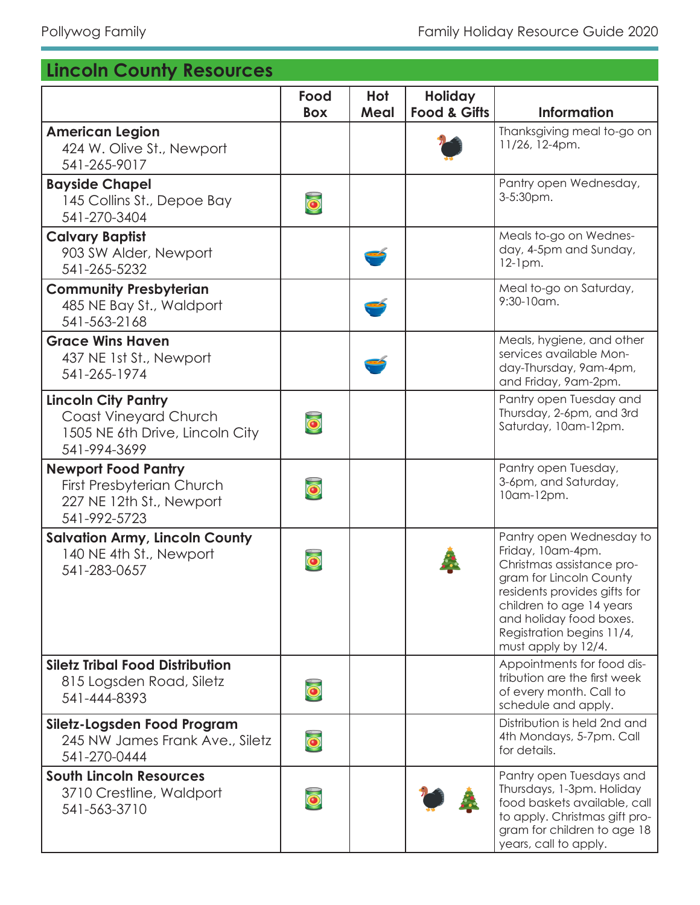## Lincoln County Resources

| | Food Box | Hot Meal | Holiday Food & Gifts | Information |
|---|---|---|---|---|
| **American Legion**<br>424 W. Olive St., Newport<br>541-265-9017 | | | 🦃 | Thanksgiving meal to-go on 11/26, 12-4pm. |
| **Bayside Chapel**<br>145 Collins St., Depoe Bay<br>541-270-3404 | 🥫 | | | Pantry open Wednesday, 3-5:30pm. |
| **Calvary Baptist**<br>903 SW Alder, Newport<br>541-265-5232 | | 🥣 | | Meals to-go on Wednesday, 4-5pm and Sunday, 12-1pm. |
| **Community Presbyterian**<br>485 NE Bay St., Waldport<br>541-563-2168 | | 🥣 | | Meal to-go on Saturday, 9:30-10am. |
| **Grace Wins Haven**<br>437 NE 1st St., Newport<br>541-265-1974 | | 🥣 | | Meals, hygiene, and other services available Monday-Thursday, 9am-4pm, and Friday, 9am-2pm. |
| **Lincoln City Pantry**<br>Coast Vineyard Church<br>1505 NE 6th Drive, Lincoln City<br>541-994-3699 | 🥫 | | | Pantry open Tuesday and Thursday, 2-6pm, and 3rd Saturday, 10am-12pm. |
| **Newport Food Pantry**<br>First Presbyterian Church<br>227 NE 12th St., Newport<br>541-992-5723 | 🥫 | | | Pantry open Tuesday, 3-6pm, and Saturday, 10am-12pm. |
| **Salvation Army, Lincoln County**<br>140 NE 4th St., Newport<br>541-283-0657 | 🥫 | | 🎄 | Pantry open Wednesday to Friday, 10am-4pm. Christmas assistance program for Lincoln County residents provides gifts for children to age 14 years and holiday food boxes. Registration begins 11/4, must apply by 12/4. |
| **Siletz Tribal Food Distribution**<br>815 Logsden Road, Siletz<br>541-444-8393 | 🥫 | | | Appointments for food distribution are the first week of every month. Call to schedule and apply. |
| **Siletz-Logsden Food Program**<br>245 NW James Frank Ave., Siletz<br>541-270-0444 | 🥫 | | | Distribution is held 2nd and 4th Mondays, 5-7pm. Call for details. |
| **South Lincoln Resources**<br>3710 Crestline, Waldport<br>541-563-3710 | 🥫 | | 🦃 🎄 | Pantry open Tuesdays and Thursdays, 1-3pm. Holiday food baskets available, call to apply. Christmas gift program for children to age 18 years, call to apply. |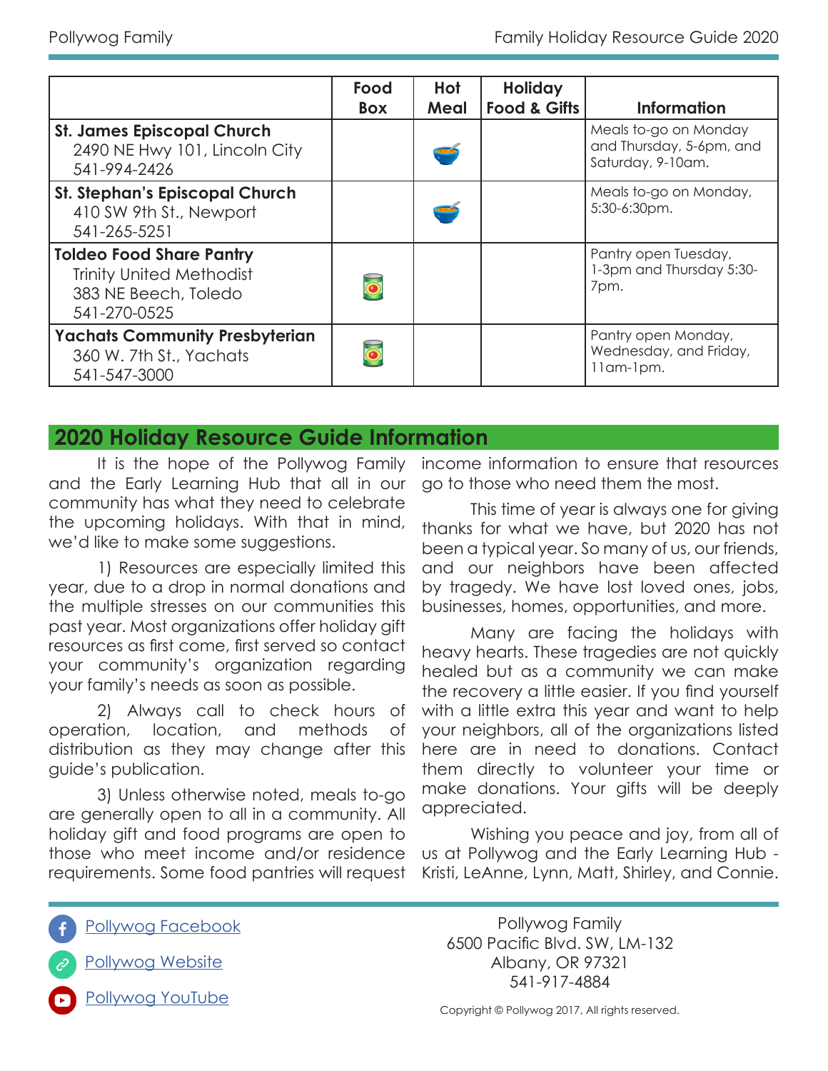| | Food Box | Hot Meal | Holiday Food & Gifts | Information |
|---|---|---|---|---|
| **St. James Episcopal Church** 2490 NE Hwy 101, Lincoln City 541-994-2426 | | 🥣 | | Meals to-go on Monday and Thursday, 5-6pm, and Saturday, 9-10am. |
| **St. Stephan's Episcopal Church** 410 SW 9th St., Newport 541-265-5251 | | 🥣 | | Meals to-go on Monday, 5:30-6:30pm. |
| **Toldeo Food Share Pantry** Trinity United Methodist 383 NE Beech, Toledo 541-270-0525 | 🥫 | | | Pantry open Tuesday, 1-3pm and Thursday 5:30-7pm. |
| **Yachats Community Presbyterian** 360 W. 7th St., Yachats 541-547-3000 | 🥫 | | | Pantry open Monday, Wednesday, and Friday, 11am-1pm. |

## 2020 Holiday Resource Guide Information

It is the hope of the Pollywog Family and the Early Learning Hub that all in our community has what they need to celebrate the upcoming holidays. With that in mind, we'd like to make some suggestions.

1) Resources are especially limited this year, due to a drop in normal donations and the multiple stresses on our communities this past year. Most organizations offer holiday gift resources as first come, first served so contact your community's organization regarding your family's needs as soon as possible.

2) Always call to check hours of operation, location, and methods of distribution as they may change after this guide's publication.

3) Unless otherwise noted, meals to-go are generally open to all in a community. All holiday gift and food programs are open to those who meet income and/or residence requirements. Some food pantries will request income information to ensure that resources go to those who need them the most.

This time of year is always one for giving thanks for what we have, but 2020 has not been a typical year. So many of us, our friends, and our neighbors have been affected by tragedy. We have lost loved ones, jobs, businesses, homes, opportunities, and more.

Many are facing the holidays with heavy hearts. These tragedies are not quickly healed but as a community we can make the recovery a little easier. If you find yourself with a little extra this year and want to help your neighbors, all of the organizations listed here are in need to donations. Contact them directly to volunteer your time or make donations. Your gifts will be deeply appreciated.

Wishing you peace and joy, from all of us at Pollywog and the Early Learning Hub - Kristi, LeAnne, Lynn, Matt, Shirley, and Connie.

[Pollywog Facebook]

[Pollywog Website]

[Pollywog YouTube]

Pollywog Family
6500 Pacific Blvd. SW, LM-132
Albany, OR 97321
541-917-4884

Copyright © Pollywog 2017, All rights reserved.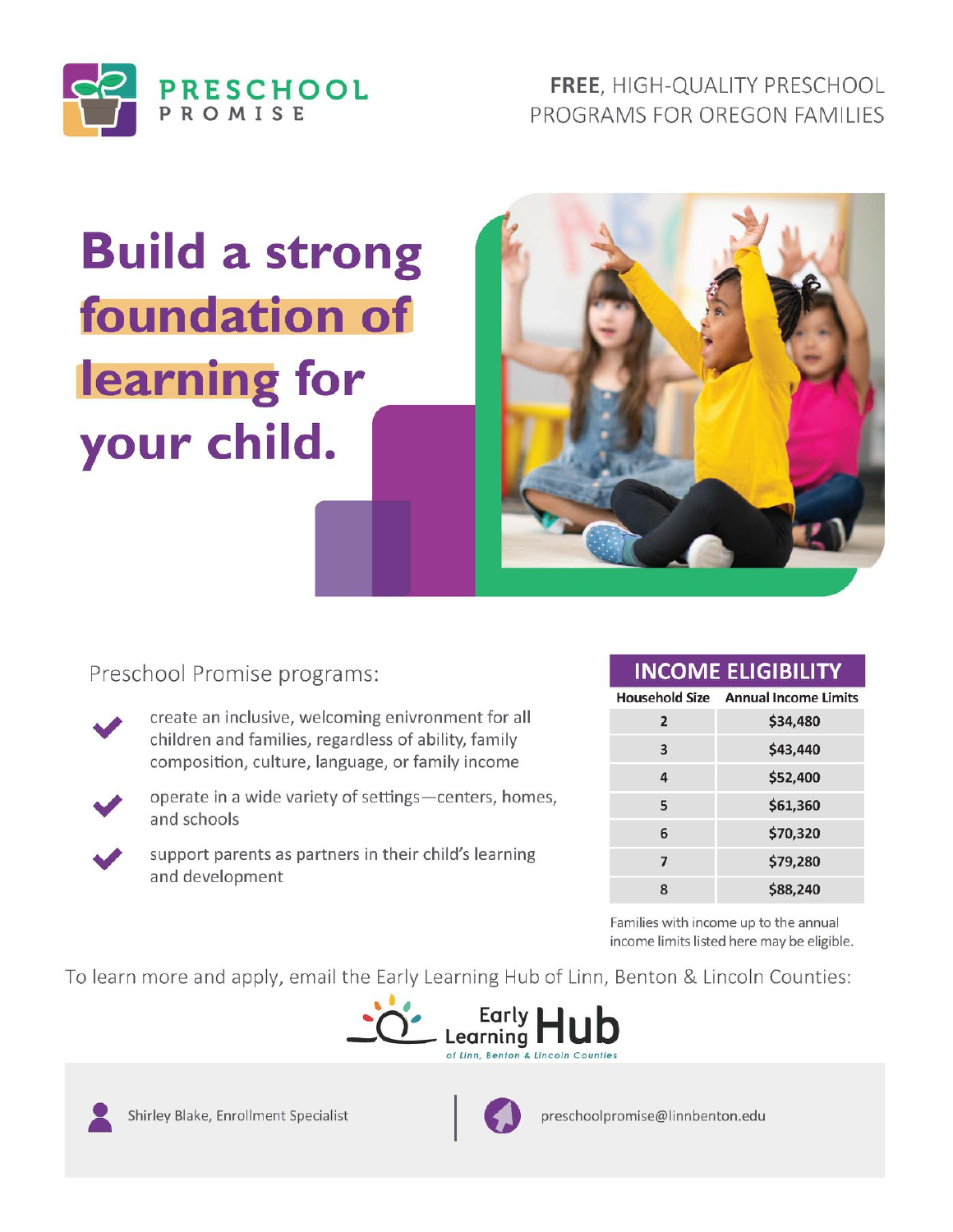**PRESCHOOL PROMISE**

**FREE**, HIGH-QUALITY PRESCHOOL PROGRAMS FOR OREGON FAMILIES

# Build a strong foundation of learning for your child.

Preschool Promise programs:

- create an inclusive, welcoming enivronment for all children and families, regardless of ability, family composition, culture, language, or family income
- operate in a wide variety of settings—centers, homes, and schools
- support parents as partners in their child's learning and development

## INCOME ELIGIBILITY

| Household Size | Annual Income Limits |
|---|---|
| 2 | $34,480 |
| 3 | $43,440 |
| 4 | $52,400 |
| 5 | $61,360 |
| 6 | $70,320 |
| 7 | $79,280 |
| 8 | $88,240 |

Families with income up to the annual income limits listed here may be eligible.

To learn more and apply, email the Early Learning Hub of Linn, Benton & Lincoln Counties:

Early Learning Hub of Linn, Benton & Lincoln Counties

Shirley Blake, Enrollment Specialist

preschoolpromise@linnbenton.edu